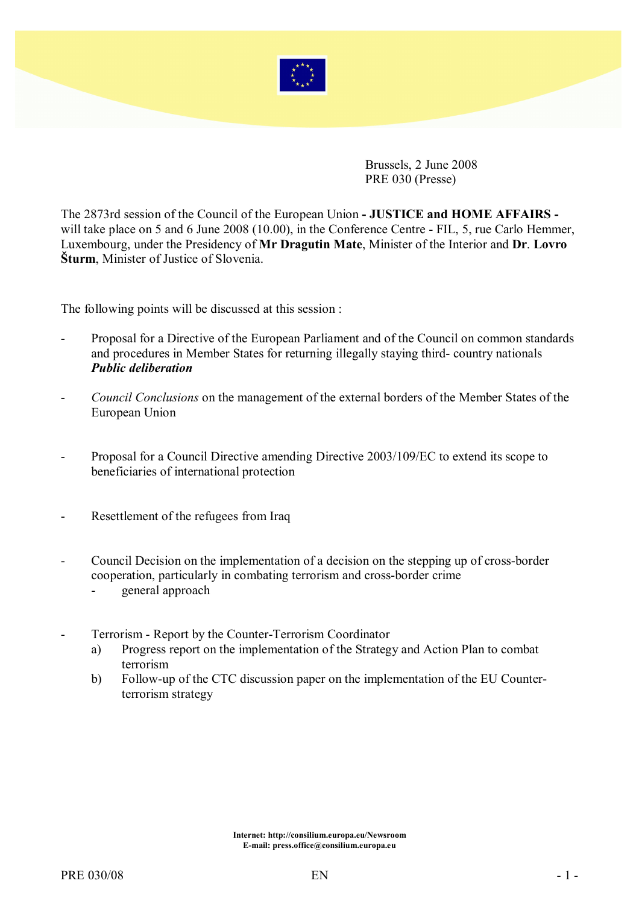Brussels, 2 June 2008
PRE 030 (Presse)

The 2873rd session of the Council of the European Union **- JUSTICE and HOME AFFAIRS -** will take place on 5 and 6 June 2008 (10.00), in the Conference Centre - FIL, 5, rue Carlo Hemmer, Luxembourg, under the Presidency of **Mr Dragutin Mate**, Minister of the Interior and **Dr**. **Lovro Šturm**, Minister of Justice of Slovenia.

The following points will be discussed at this session :

- Proposal for a Directive of the European Parliament and of the Council on common standards and procedures in Member States for returning illegally staying third- country nationals
  ***Public deliberation***

- *Council Conclusions* on the management of the external borders of the Member States of the European Union

- Proposal for a Council Directive amending Directive 2003/109/EC to extend its scope to beneficiaries of international protection

- Resettlement of the refugees from Iraq

- Council Decision on the implementation of a decision on the stepping up of cross-border cooperation, particularly in combating terrorism and cross-border crime
  - general approach

- Terrorism - Report by the Counter-Terrorism Coordinator
  a) Progress report on the implementation of the Strategy and Action Plan to combat terrorism
  b) Follow-up of the CTC discussion paper on the implementation of the EU Counter-terrorism strategy

**Internet: http://consilium.europa.eu/Newsroom**
**E-mail: press.office@consilium.europa.eu**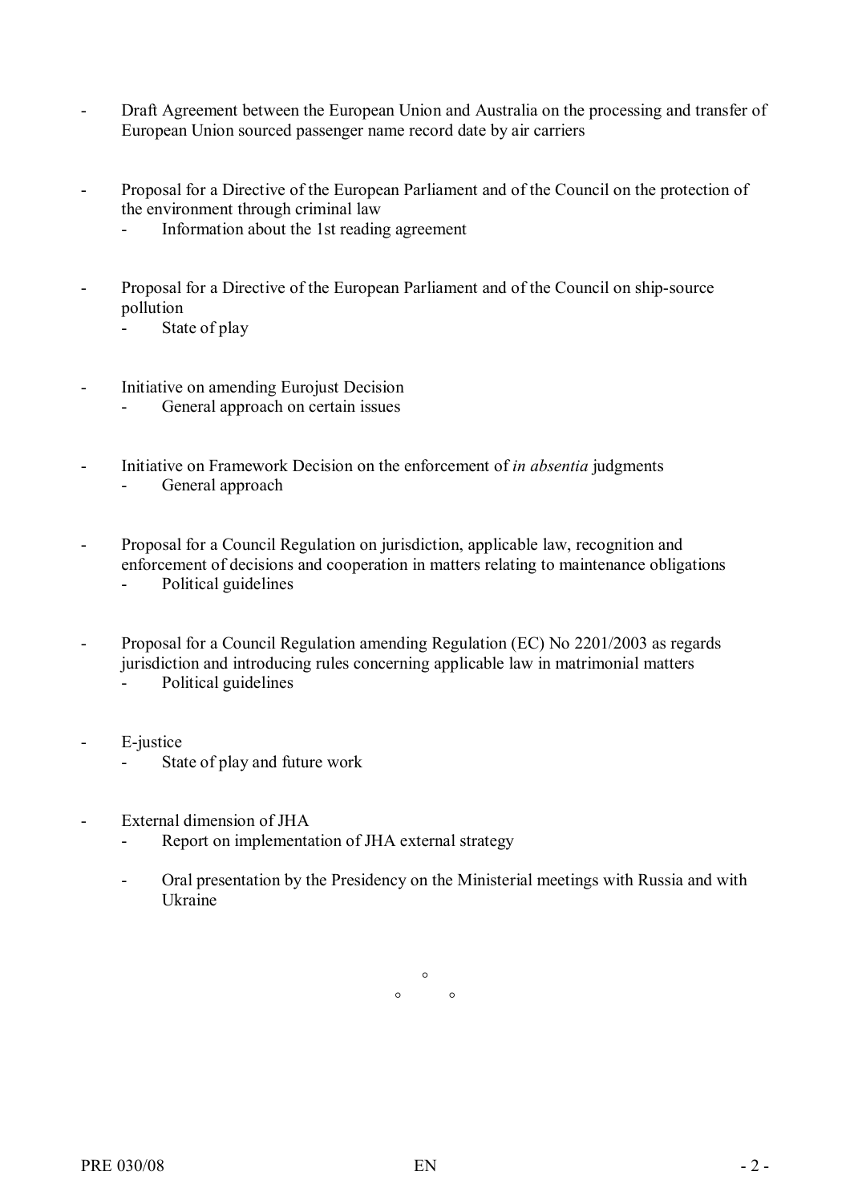- Draft Agreement between the European Union and Australia on the processing and transfer of European Union sourced passenger name record date by air carriers

- Proposal for a Directive of the European Parliament and of the Council on the protection of the environment through criminal law
  - Information about the 1st reading agreement

- Proposal for a Directive of the European Parliament and of the Council on ship-source pollution
  - State of play

- Initiative on amending Eurojust Decision
  - General approach on certain issues

- Initiative on Framework Decision on the enforcement of *in absentia* judgments
  - General approach

- Proposal for a Council Regulation on jurisdiction, applicable law, recognition and enforcement of decisions and cooperation in matters relating to maintenance obligations
  - Political guidelines

- Proposal for a Council Regulation amending Regulation (EC) No 2201/2003 as regards jurisdiction and introducing rules concerning applicable law in matrimonial matters
  - Political guidelines

- E-justice
  - State of play and future work

- External dimension of JHA
  - Report on implementation of JHA external strategy
  - Oral presentation by the Presidency on the Ministerial meetings with Russia and with Ukraine

°

° °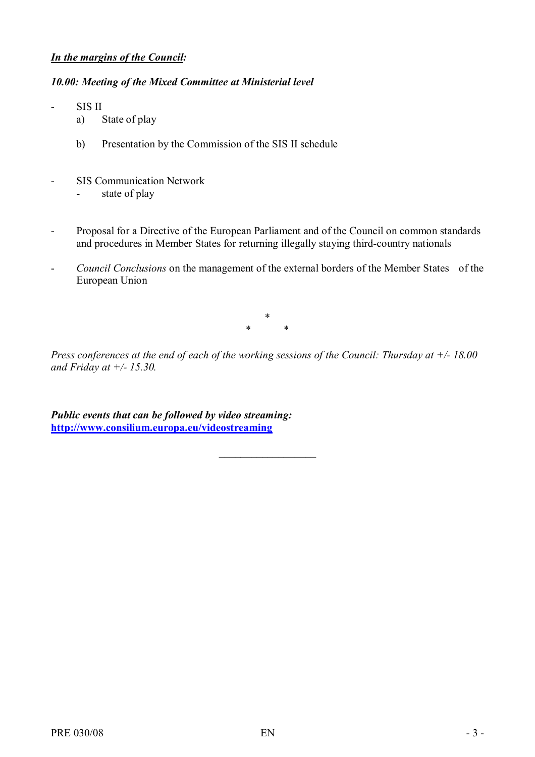***<u>In the margins of the Council</u>:***

***10.00: Meeting of the Mixed Committee at Ministerial level***

- SIS II
  - a) State of play
  - b) Presentation by the Commission of the SIS II schedule

- SIS Communication Network
  - state of play

- Proposal for a Directive of the European Parliament and of the Council on common standards and procedures in Member States for returning illegally staying third-country nationals

- *Council Conclusions* on the management of the external borders of the Member States of the European Union

\*

\* \*

*Press conferences at the end of each of the working sessions of the Council: Thursday at +/- 18.00 and Friday at +/- 15.30.*

***Public events that can be followed by video streaming:***
**http://www.consilium.europa.eu/videostreaming**

PRE 030/08 EN